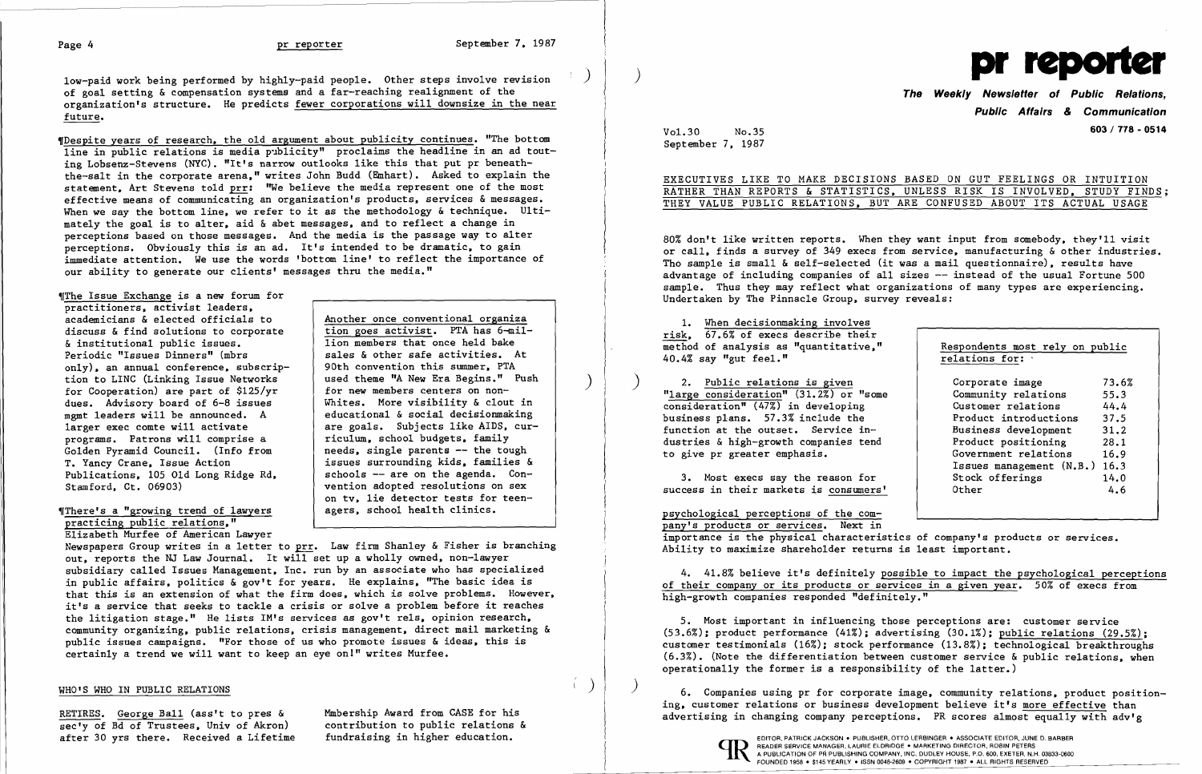low-paid work being performed by highly-paid people. Other steps involve revision of goal setting & compensation systems and a far-reaching realignment of the organization's structure. He predicts fewer corporations will downsize in the near future.

¶Despite years of research, the old argument about publicity continues. "The bottom line in public relations is media publicity" proclaims the headline in an ad touting Lobsenz-Stevens (NYC). "It's narrow outlooks like this that put pr beneath-the-salt in the corporate arena," writes John Budd (Emhart). Asked to explain the statement, Art Stevens told prr: "We believe the media represent one of the most effective means of communicating an organization's products, services & messages. When we say the bottom line, we refer to it as the methodology & technique. Ultimately the goal is to alter, aid & abet messages, and to reflect a change in perceptions based on those messages. And the media is the passage way to alter perceptions. Obviously this is an ad. It's intended to be dramatic, to gain immediate attention. We use the words 'bottom line' to reflect the importance of our ability to generate our clients' messages thru the media."

¶The Issue Exchange is a new forum for practitioners, activist leaders, academicians & elected officials to discuss & find solutions to corporate & institutional public issues. Periodic "Issues Dinners" (mbrs only), an annual conference, subscription to LINC (Linking Issue Networks for Cooperation) are part of $125/yr dues. Advisory board of 6-8 issues mgmt leaders will be announced. A larger exec comte will activate programs. Patrons will comprise a Golden Pyramid Council. (Info from T. Yancy Crane, Issue Action Publications, 105 Old Long Ridge Rd, Stamford, Ct. 06903)

> Another once conventional organization goes activist. PTA has 6-million members that once held bake sales & other safe activities. At 90th convention this summer, PTA used theme "A New Era Begins." Push for new members centers on non-Whites. More visibility & clout in educational & social decisionmaking are goals. Subjects like AIDS, curriculum, school budgets, family needs, single parents -- the tough issues surrounding kids, families & schools -- are on the agenda. Convention adopted resolutions on sex on tv, lie detector tests for teenagers, school health clinics.

¶There's a "growing trend of lawyers practicing public relations," Elizabeth Murfee of American Lawyer Newspapers Group writes in a letter to prr. Law firm Shanley & Fisher is branching out, reports the NJ Law Journal. It will set up a wholly owned, non-lawyer subsidiary called Issues Management, Inc. run by an associate who has specialized in public affairs, politics & gov't for years. He explains, "The basic idea is that this is an extension of what the firm does, which is solve problems. However, it's a service that seeks to tackle a crisis or solve a problem before it reaches the litigation stage." He lists IM's services as gov't rels, opinion research, community organizing, public relations, crisis management, direct mail marketing & public issues campaigns. "For those of us who promote issues & ideas, this is certainly a trend we will want to keep an eye on!" writes Murfee.

## WHO'S WHO IN PUBLIC RELATIONS

RETIRES. George Ball (ass't to pres & sec'y of Bd of Trustees, Univ of Akron) after 30 yrs there. Received a Lifetime Membership Award from CASE for his contribution to public relations & fundraising in higher education.

# pr reporter

**The Weekly Newsletter of Public Relations, Public Affairs & Communication**

603 / 778 - 0514

Vol.30 No.35
September 7, 1987

## EXECUTIVES LIKE TO MAKE DECISIONS BASED ON GUT FEELINGS OR INTUITION RATHER THAN REPORTS & STATISTICS, UNLESS RISK IS INVOLVED, STUDY FINDS; THEY VALUE PUBLIC RELATIONS, BUT ARE CONFUSED ABOUT ITS ACTUAL USAGE

80% don't like written reports. When they want input from somebody, they'll visit or call, finds a survey of 349 execs from service, manufacturing & other industries. Tho sample is small & self-selected (it was a mail questionnaire), results have advantage of including companies of all sizes -- instead of the usual Fortune 500 sample. Thus they may reflect what organizations of many types are experiencing. Undertaken by The Pinnacle Group, survey reveals:

1. When decisionmaking involves risk, 67.6% of execs describe their method of analysis as "quantitative," 40.4% say "gut feel."

2. Public relations is given "large consideration" (31.2%) or "some consideration" (47%) in developing business plans. 57.3% include the function at the outset. Service industries & high-growth companies tend to give pr greater emphasis.

| Respondents most rely on public relations for: | |
|---|---|
| Corporate image | 73.6% |
| Community relations | 55.3 |
| Customer relations | 44.4 |
| Product introductions | 37.5 |
| Business development | 31.2 |
| Product positioning | 28.1 |
| Government relations | 16.9 |
| Issues management (N.B.) | 16.3 |
| Stock offerings | 14.0 |
| Other | 4.6 |

3. Most execs say the reason for success in their markets is consumers' psychological perceptions of the company's products or services. Next in importance is the physical characteristics of company's products or services. Ability to maximize shareholder returns is least important.

4. 41.8% believe it's definitely possible to impact the psychological perceptions of their company or its products or services in a given year. 50% of execs from high-growth companies responded "definitely."

5. Most important in influencing those perceptions are: customer service (53.6%); product performance (41%); advertising (30.1%); public relations (29.5%); customer testimonials (16%); stock performance (13.8%); technological breakthroughs (6.3%). (Note the differentiation between customer service & public relations, when operationally the former is a responsibility of the latter.)

6. Companies using pr for corporate image, community relations, product positioning, customer relations or business development believe it's more effective than advertising in changing company perceptions. PR scores almost equally with adv'g

EDITOR, PATRICK JACKSON • PUBLISHER, OTTO LERBINGER • ASSOCIATE EDITOR, JUNE D. BARBER
READER SERVICE MANAGER, LAURIE ELDRIDGE • MARKETING DIRECTOR, ROBIN PETERS
A PUBLICATION OF PR PUBLISHING COMPANY, INC. DUDLEY HOUSE, P.O. 600, EXETER, N.H. 03833-0600
FOUNDED 1958 • $145 YEARLY • ISSN 0048-2609 • COPYRIGHT 1987 • ALL RIGHTS RESERVED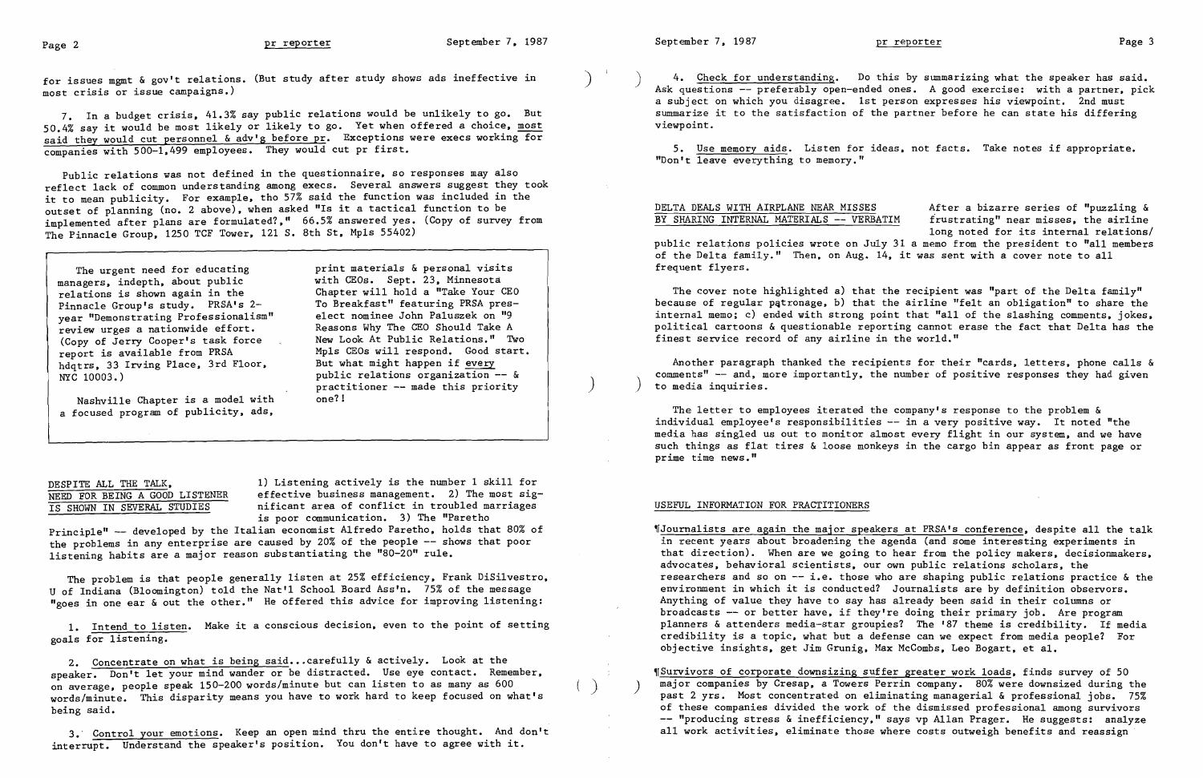for issues mgmt & gov't relations. (But study after study shows ads ineffective in most crisis or issue campaigns.)

7. In a budget crisis, 41.3% say public relations would be unlikely to go. But 50.4% say it would be most likely or likely to go. Yet when offered a choice, most said they would cut personnel & adv'g before pr. Exceptions were execs working for companies with 500-1,499 employees. They would cut pr first.

Public relations was not defined in the questionnaire, so responses may also reflect lack of common understanding among execs. Several answers suggest they took it to mean publicity. For example, tho 57% said the function was included in the outset of planning (no. 2 above), when asked "Is it a tactical function to be implemented after plans are formulated?," 66.5% answered yes. (Copy of survey from The Pinnacle Group, 1250 TCF Tower, 121 S. 8th St, Mpls 55402)

> The urgent need for educating managers, indepth, about public relations is shown again in the Pinnacle Group's study. PRSA's 2-year "Demonstrating Professionalism" review urges a nationwide effort. (Copy of Jerry Cooper's task force report is available from PRSA hdqtrs, 33 Irving Place, 3rd Floor, NYC 10003.)
>
> Nashville Chapter is a model with a focused program of publicity, ads, print materials & personal visits with CEOs. Sept. 23, Minnesota Chapter will hold a "Take Your CEO To Breakfast" featuring PRSA president-elect nominee John Paluszek on "9 Reasons Why The CEO Should Take A New Look At Public Relations." Two Mpls CEOs will respond. Good start. But what might happen if every public relations organization -- & practitioner -- made this priority one?!

DESPITE ALL THE TALK, NEED FOR BEING A GOOD LISTENER IS SHOWN IN SEVERAL STUDIES

1) Listening actively is the number 1 skill for effective business management. 2) The most significant area of conflict in troubled marriages is poor communication. 3) The "Paretho Principle" -- developed by the Italian economist Alfredo Paretho, holds that 80% of the problems in any enterprise are caused by 20% of the people -- shows that poor listening habits are a major reason substantiating the "80-20" rule.

The problem is that people generally listen at 25% efficiency, Frank DiSilvestro, U of Indiana (Bloomington) told the Nat'l School Board Ass'n. 75% of the message "goes in one ear & out the other." He offered this advice for improving listening:

1. Intend to listen. Make it a conscious decision, even to the point of setting goals for listening.

2. Concentrate on what is being said...carefully & actively. Look at the speaker. Don't let your mind wander or be distracted. Use eye contact. Remember, on average, people speak 150-200 words/minute but can listen to as many as 600 words/minute. This disparity means you have to work hard to keep focused on what's being said.

3. Control your emotions. Keep an open mind thru the entire thought. And don't interrupt. Understand the speaker's position. You don't have to agree with it.

4. Check for understanding. Do this by summarizing what the speaker has said. Ask questions -- preferably open-ended ones. A good exercise: with a partner, pick a subject on which you disagree. 1st person expresses his viewpoint. 2nd must summarize it to the satisfaction of the partner before he can state his differing viewpoint.

5. Use memory aids. Listen for ideas, not facts. Take notes if appropriate. "Don't leave everything to memory."

DELTA DEALS WITH AIRPLANE NEAR MISSES BY SHARING INTERNAL MATERIALS -- VERBATIM

After a bizarre series of "puzzling & frustrating" near misses, the airline long noted for its internal relations/public relations policies wrote on July 31 a memo from the president to "all members of the Delta family." Then, on Aug. 14, it was sent with a cover note to all frequent flyers.

The cover note highlighted a) that the recipient was "part of the Delta family" because of regular patronage, b) that the airline "felt an obligation" to share the internal memo; c) ended with strong point that "all of the slashing comments, jokes, political cartoons & questionable reporting cannot erase the fact that Delta has the finest service record of any airline in the world."

Another paragraph thanked the recipients for their "cards, letters, phone calls & comments" -- and, more importantly, the number of positive responses they had given to media inquiries.

The letter to employees iterated the company's response to the problem & individual employee's responsibilities -- in a very positive way. It noted "the media has singled us out to monitor almost every flight in our system, and we have such things as flat tires & loose monkeys in the cargo bin appear as front page or prime time news."

USEFUL INFORMATION FOR PRACTITIONERS

¶Journalists are again the major speakers at PRSA's conference, despite all the talk in recent years about broadening the agenda (and some interesting experiments in that direction). When are we going to hear from the policy makers, decisionmakers, advocates, behavioral scientists, our own public relations scholars, the researchers and so on -- i.e. those who are shaping public relations practice & the environment in which it is conducted? Journalists are by definition observers. Anything of value they have to say has already been said in their columns or broadcasts -- or better have, if they're doing their primary job. Are program planners & attenders media-star groupies? The '87 theme is credibility. If media credibility is a topic, what but a defense can we expect from media people? For objective insights, get Jim Grunig, Max McCombs, Leo Bogart, et al.

¶Survivors of corporate downsizing suffer greater work loads, finds survey of 50 major companies by Cresap, a Towers Perrin company. 80% were downsized during the past 2 yrs. Most concentrated on eliminating managerial & professional jobs. 75% of these companies divided the work of the dismissed professional among survivors -- "producing stress & inefficiency," says vp Allan Prager. He suggests: analyze all work activities, eliminate those where costs outweigh benefits and reassign